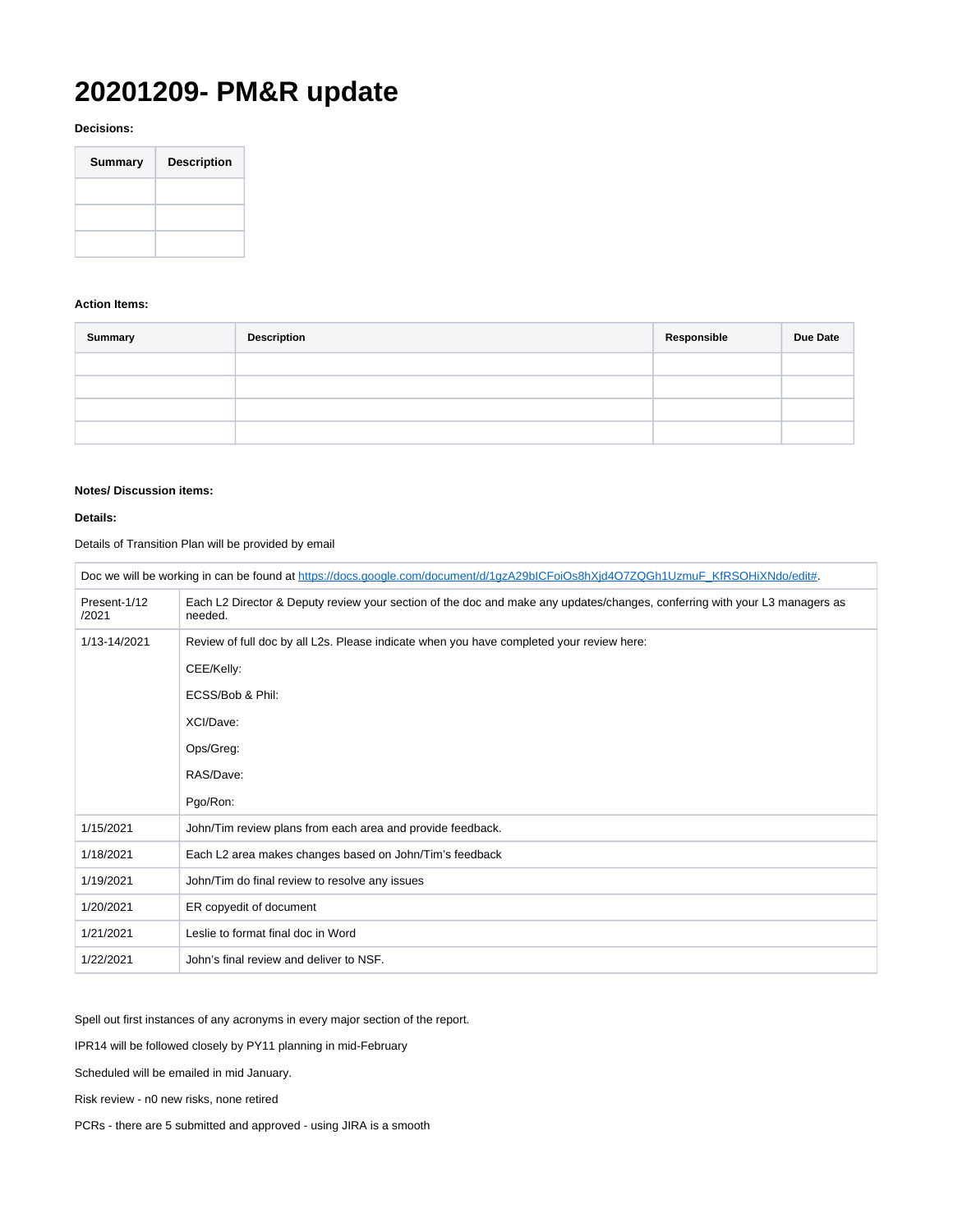# 20201209- PM&R update

**Decisions:**

| Summary | Description |
| --- | --- |
| | |
| | |
| | |

**Action Items:**

| Summary | Description | Responsible | Due Date |
| --- | --- | --- | --- |
| | | | |
| | | | |
| | | | |
| | | | |

**Notes/ Discussion items:**

**Details:**

Details of Transition Plan will be provided by email

| Doc we will be working in can be found at https://docs.google.com/document/d/1gzA29bICFoiOs8hXjd4O7ZQGh1UzmuF_KfRSOHiXNdo/edit#. | |
| --- | --- |
| Present-1/12 /2021 | Each L2 Director & Deputy review your section of the doc and make any updates/changes, conferring with your L3 managers as needed. |
| 1/13-14/2021 | Review of full doc by all L2s. Please indicate when you have completed your review here:<br><br>CEE/Kelly:<br><br>ECSS/Bob & Phil:<br><br>XCI/Dave:<br><br>Ops/Greg:<br><br>RAS/Dave:<br><br>Pgo/Ron: |
| 1/15/2021 | John/Tim review plans from each area and provide feedback. |
| 1/18/2021 | Each L2 area makes changes based on John/Tim's feedback |
| 1/19/2021 | John/Tim do final review to resolve any issues |
| 1/20/2021 | ER copyedit of document |
| 1/21/2021 | Leslie to format final doc in Word |
| 1/22/2021 | John's final review and deliver to NSF. |

Spell out first instances of any acronyms in every major section of the report.

IPR14 will be followed closely by PY11 planning in mid-February

Scheduled will be emailed in mid January.

Risk review - n0 new risks, none retired

PCRs - there are 5 submitted and approved - using JIRA is a smooth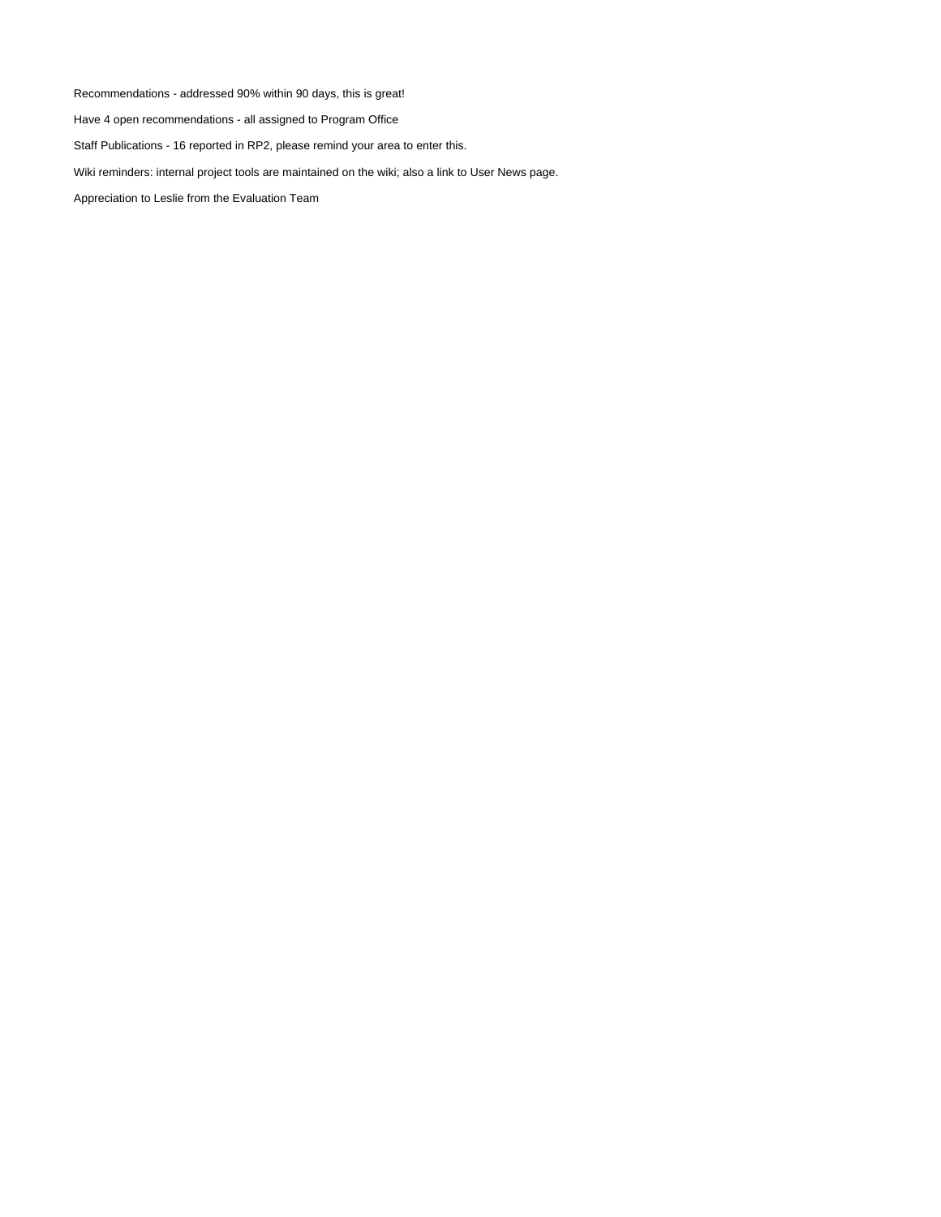Recommendations - addressed 90% within 90 days, this is great!

Have 4 open recommendations - all assigned to Program Office

Staff Publications - 16 reported in RP2, please remind your area to enter this.

Wiki reminders: internal project tools are maintained on the wiki; also a link to User News page.

Appreciation to Leslie from the Evaluation Team